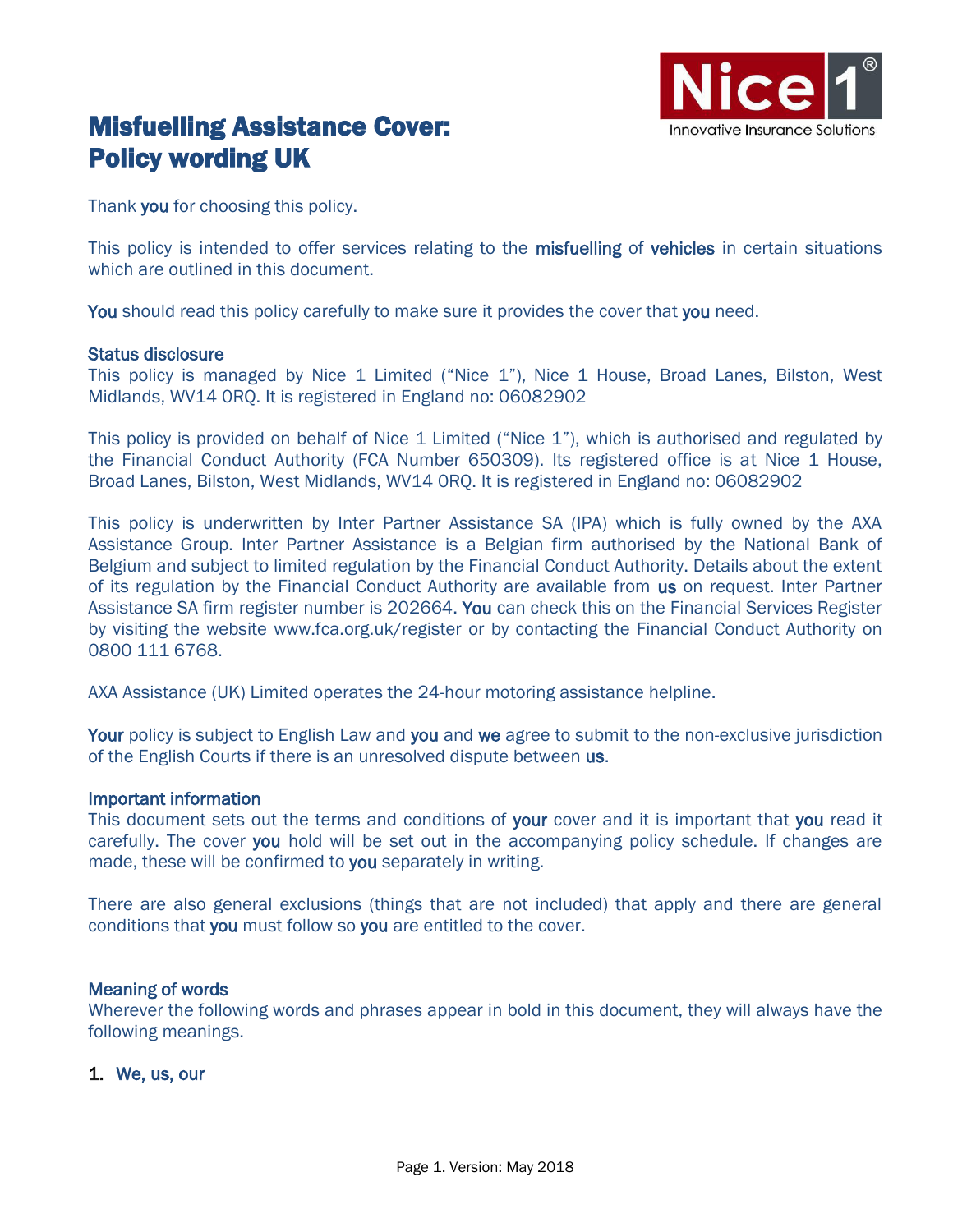# Misfuelling Assistance Cover: Policy wording UK

Nice 1® Innovative Insurance Solutions

Thank **you** for choosing this policy.

This policy is intended to offer services relating to the **misfuelling** of **vehicles** in certain situations which are outlined in this document.

**You** should read this policy carefully to make sure it provides the cover that **you** need.

## Status disclosure

This policy is managed by Nice 1 Limited ("Nice 1"), Nice 1 House, Broad Lanes, Bilston, West Midlands, WV14 0RQ. It is registered in England no: 06082902

This policy is provided on behalf of Nice 1 Limited ("Nice 1"), which is authorised and regulated by the Financial Conduct Authority (FCA Number 650309). Its registered office is at Nice 1 House, Broad Lanes, Bilston, West Midlands, WV14 0RQ. It is registered in England no: 06082902

This policy is underwritten by Inter Partner Assistance SA (IPA) which is fully owned by the AXA Assistance Group. Inter Partner Assistance is a Belgian firm authorised by the National Bank of Belgium and subject to limited regulation by the Financial Conduct Authority. Details about the extent of its regulation by the Financial Conduct Authority are available from **us** on request. Inter Partner Assistance SA firm register number is 202664. **You** can check this on the Financial Services Register by visiting the website www.fca.org.uk/register or by contacting the Financial Conduct Authority on 0800 111 6768.

AXA Assistance (UK) Limited operates the 24-hour motoring assistance helpline.

**Your** policy is subject to English Law and **you** and **we** agree to submit to the non-exclusive jurisdiction of the English Courts if there is an unresolved dispute between **us**.

## Important information

This document sets out the terms and conditions of **your** cover and it is important that **you** read it carefully. The cover **you** hold will be set out in the accompanying policy schedule. If changes are made, these will be confirmed to **you** separately in writing.

There are also general exclusions (things that are not included) that apply and there are general conditions that **you** must follow so **you** are entitled to the cover.

## Meaning of words

Wherever the following words and phrases appear in bold in this document, they will always have the following meanings.

1. **We, us, our**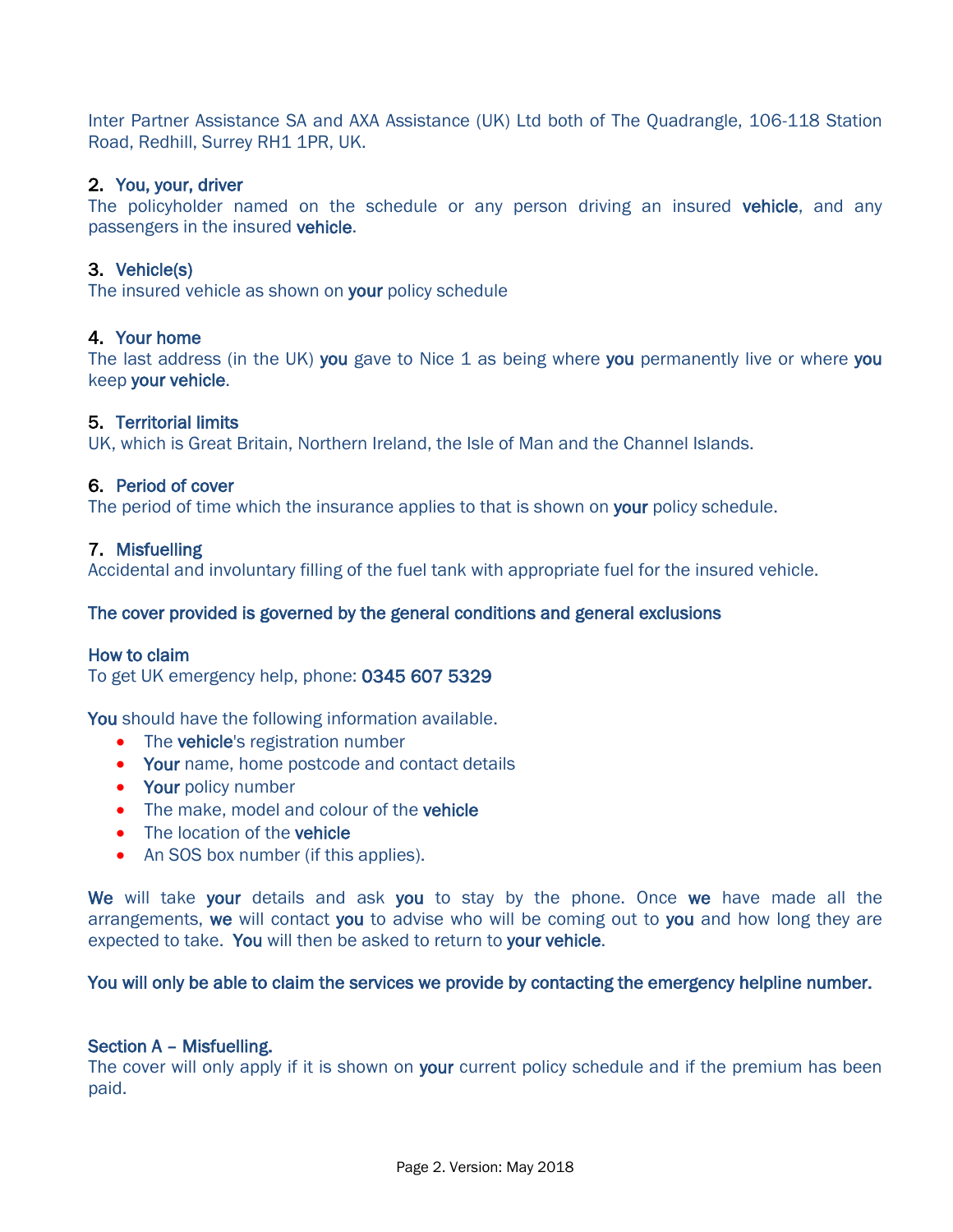Inter Partner Assistance SA and AXA Assistance (UK) Ltd both of The Quadrangle, 106-118 Station Road, Redhill, Surrey RH1 1PR, UK.

### 2. You, your, driver

The policyholder named on the schedule or any person driving an insured **vehicle**, and any passengers in the insured **vehicle**.

### 3. Vehicle(s)

The insured vehicle as shown on **your** policy schedule

### 4. Your home

The last address (in the UK) **you** gave to Nice 1 as being where **you** permanently live or where **you** keep **your vehicle**.

### 5. Territorial limits

UK, which is Great Britain, Northern Ireland, the Isle of Man and the Channel Islands.

### 6. Period of cover

The period of time which the insurance applies to that is shown on **your** policy schedule.

### 7. Misfuelling

Accidental and involuntary filling of the fuel tank with appropriate fuel for the insured vehicle.

**The cover provided is governed by the general conditions and general exclusions**

### How to claim

To get UK emergency help, phone: **0345 607 5329**

**You** should have the following information available.

- The **vehicle**'s registration number
- **Your** name, home postcode and contact details
- **Your** policy number
- The make, model and colour of the **vehicle**
- The location of the **vehicle**
- An SOS box number (if this applies).

**We** will take **your** details and ask **you** to stay by the phone. Once **we** have made all the arrangements, **we** will contact **you** to advise who will be coming out to **you** and how long they are expected to take. **You** will then be asked to return to **your vehicle**.

**You will only be able to claim the services we provide by contacting the emergency helpline number.**

### Section A – Misfuelling.

The cover will only apply if it is shown on **your** current policy schedule and if the premium has been paid.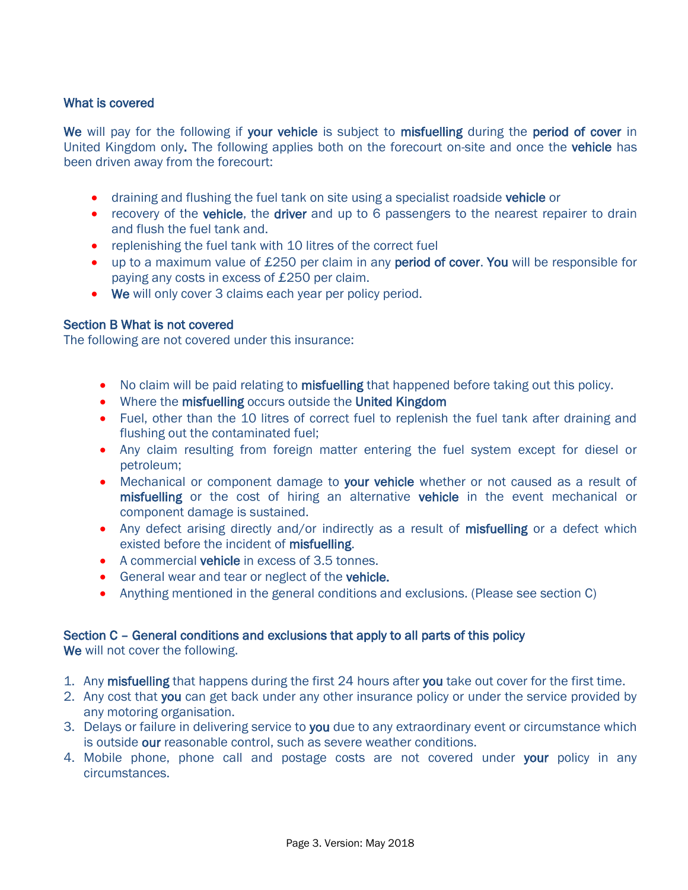### What is covered

**We** will pay for the following if **your vehicle** is subject to **misfuelling** during the **period of cover** in United Kingdom only**.** The following applies both on the forecourt on-site and once the **vehicle** has been driven away from the forecourt:

- draining and flushing the fuel tank on site using a specialist roadside **vehicle** or
- recovery of the **vehicle**, the **driver** and up to 6 passengers to the nearest repairer to drain and flush the fuel tank and.
- replenishing the fuel tank with 10 litres of the correct fuel
- up to a maximum value of £250 per claim in any **period of cover**. **You** will be responsible for paying any costs in excess of £250 per claim.
- **We** will only cover 3 claims each year per policy period.

### Section B What is not covered

The following are not covered under this insurance:

- No claim will be paid relating to **misfuelling** that happened before taking out this policy.
- Where the **misfuelling** occurs outside the **United Kingdom**
- Fuel, other than the 10 litres of correct fuel to replenish the fuel tank after draining and flushing out the contaminated fuel;
- Any claim resulting from foreign matter entering the fuel system except for diesel or petroleum;
- Mechanical or component damage to **your vehicle** whether or not caused as a result of **misfuelling** or the cost of hiring an alternative **vehicle** in the event mechanical or component damage is sustained.
- Any defect arising directly and/or indirectly as a result of **misfuelling** or a defect which existed before the incident of **misfuelling**.
- A commercial **vehicle** in excess of 3.5 tonnes.
- General wear and tear or neglect of the **vehicle.**
- Anything mentioned in the general conditions and exclusions. (Please see section C)

### Section C – General conditions and exclusions that apply to all parts of this policy

**We** will not cover the following.

1. Any **misfuelling** that happens during the first 24 hours after **you** take out cover for the first time.
2. Any cost that **you** can get back under any other insurance policy or under the service provided by any motoring organisation.
3. Delays or failure in delivering service to **you** due to any extraordinary event or circumstance which is outside **our** reasonable control, such as severe weather conditions.
4. Mobile phone, phone call and postage costs are not covered under **your** policy in any circumstances.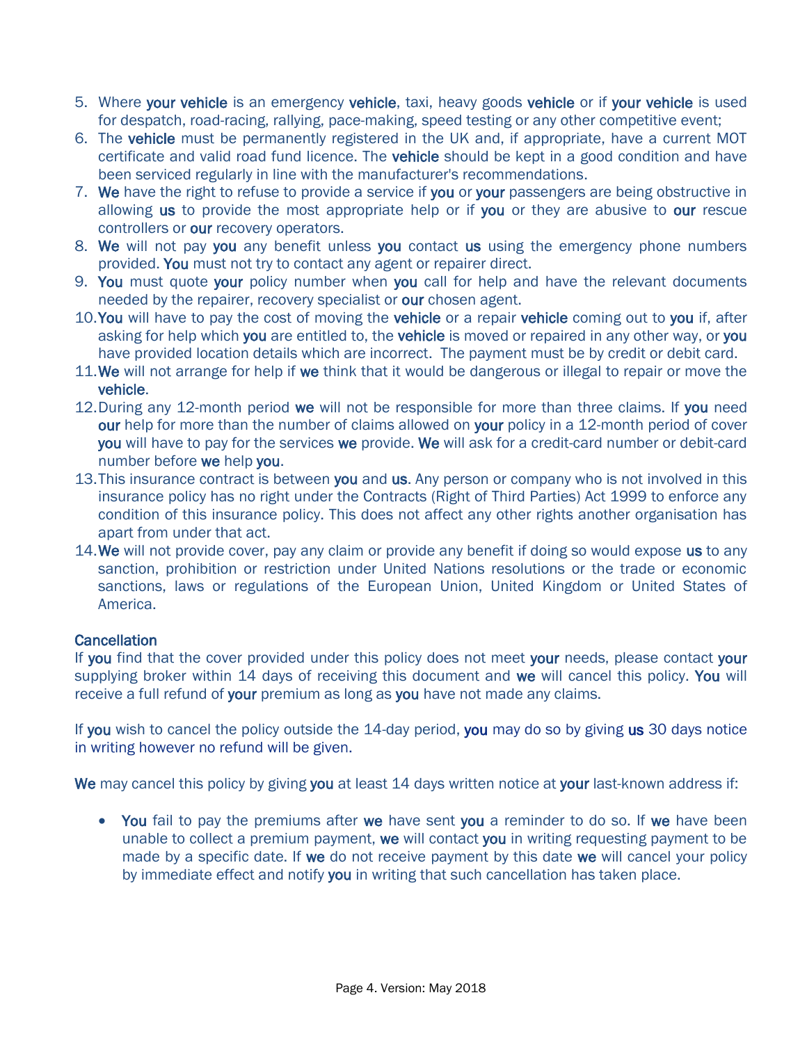5. Where **your vehicle** is an emergency **vehicle**, taxi, heavy goods **vehicle** or if **your vehicle** is used for despatch, road-racing, rallying, pace-making, speed testing or any other competitive event;
6. The **vehicle** must be permanently registered in the UK and, if appropriate, have a current MOT certificate and valid road fund licence. The **vehicle** should be kept in a good condition and have been serviced regularly in line with the manufacturer's recommendations.
7. **We** have the right to refuse to provide a service if **you** or **your** passengers are being obstructive in allowing **us** to provide the most appropriate help or if **you** or they are abusive to **our** rescue controllers or **our** recovery operators.
8. **We** will not pay **you** any benefit unless **you** contact **us** using the emergency phone numbers provided. **You** must not try to contact any agent or repairer direct.
9. **You** must quote **your** policy number when **you** call for help and have the relevant documents needed by the repairer, recovery specialist or **our** chosen agent.
10. **You** will have to pay the cost of moving the **vehicle** or a repair **vehicle** coming out to **you** if, after asking for help which **you** are entitled to, the **vehicle** is moved or repaired in any other way, or **you** have provided location details which are incorrect. The payment must be by credit or debit card.
11. **We** will not arrange for help if **we** think that it would be dangerous or illegal to repair or move the **vehicle**.
12. During any 12-month period **we** will not be responsible for more than three claims. If **you** need **our** help for more than the number of claims allowed on **your** policy in a 12-month period of cover **you** will have to pay for the services **we** provide. **We** will ask for a credit-card number or debit-card number before **we** help **you**.
13. This insurance contract is between **you** and **us**. Any person or company who is not involved in this insurance policy has no right under the Contracts (Right of Third Parties) Act 1999 to enforce any condition of this insurance policy. This does not affect any other rights another organisation has apart from under that act.
14. **We** will not provide cover, pay any claim or provide any benefit if doing so would expose **us** to any sanction, prohibition or restriction under United Nations resolutions or the trade or economic sanctions, laws or regulations of the European Union, United Kingdom or United States of America.

**Cancellation**

If **you** find that the cover provided under this policy does not meet **your** needs, please contact **your** supplying broker within 14 days of receiving this document and **we** will cancel this policy. **You** will receive a full refund of **your** premium as long as **you** have not made any claims.

If **you** wish to cancel the policy outside the 14-day period, **you** may do so by giving **us** 30 days notice in writing however no refund will be given.

**We** may cancel this policy by giving **you** at least 14 days written notice at **your** last-known address if:

- **You** fail to pay the premiums after **we** have sent **you** a reminder to do so. If **we** have been unable to collect a premium payment, **we** will contact **you** in writing requesting payment to be made by a specific date. If **we** do not receive payment by this date **we** will cancel your policy by immediate effect and notify **you** in writing that such cancellation has taken place.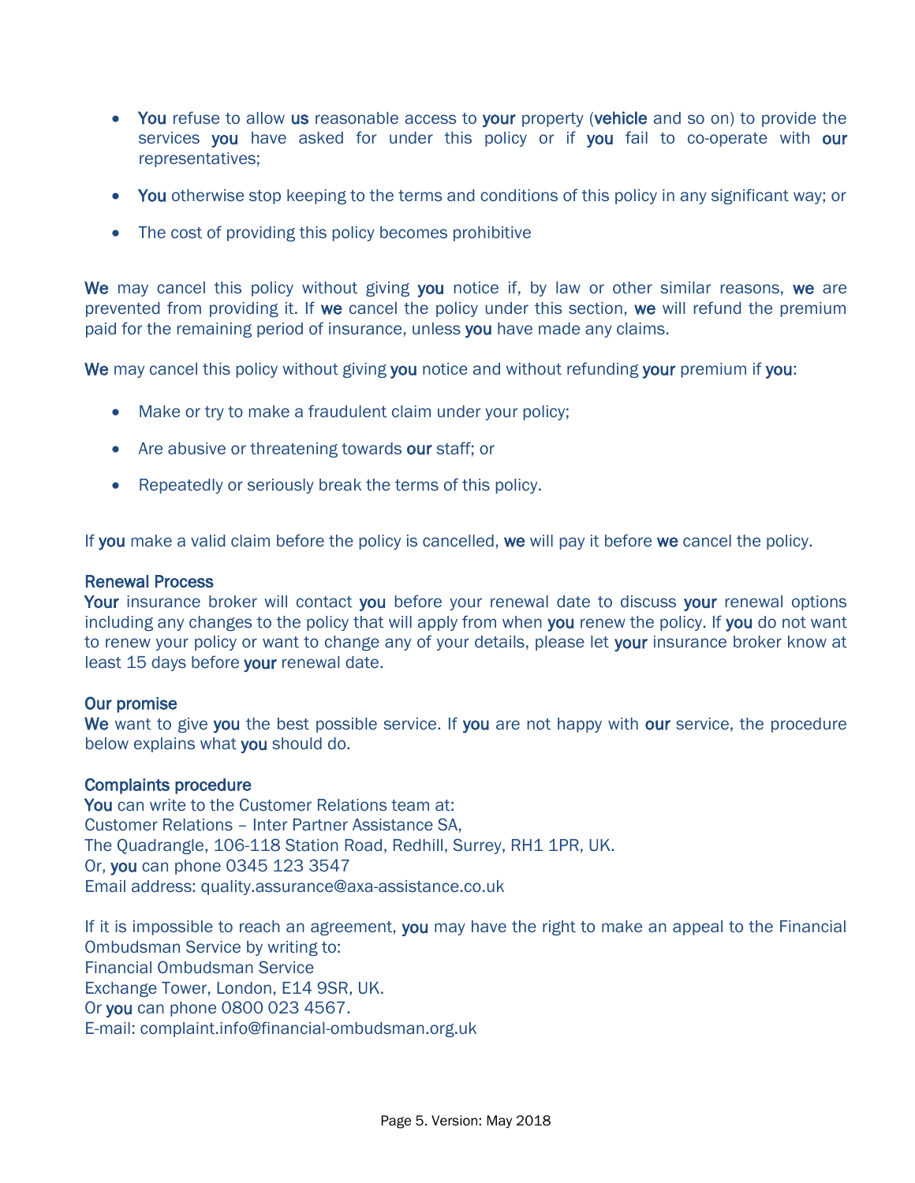- **You** refuse to allow **us** reasonable access to **your** property (**vehicle** and so on) to provide the services **you** have asked for under this policy or if **you** fail to co-operate with **our** representatives;
- **You** otherwise stop keeping to the terms and conditions of this policy in any significant way; or
- The cost of providing this policy becomes prohibitive

**We** may cancel this policy without giving **you** notice if, by law or other similar reasons, **we** are prevented from providing it. If **we** cancel the policy under this section, **we** will refund the premium paid for the remaining period of insurance, unless **you** have made any claims.

**We** may cancel this policy without giving **you** notice and without refunding **your** premium if **you**:

- Make or try to make a fraudulent claim under your policy;
- Are abusive or threatening towards **our** staff; or
- Repeatedly or seriously break the terms of this policy.

If **you** make a valid claim before the policy is cancelled, **we** will pay it before **we** cancel the policy.

### Renewal Process

**Your** insurance broker will contact **you** before your renewal date to discuss **your** renewal options including any changes to the policy that will apply from when **you** renew the policy. If **you** do not want to renew your policy or want to change any of your details, please let **your** insurance broker know at least 15 days before **your** renewal date.

### Our promise

**We** want to give **you** the best possible service. If **you** are not happy with **our** service, the procedure below explains what **you** should do.

### Complaints procedure

**You** can write to the Customer Relations team at:
Customer Relations – Inter Partner Assistance SA,
The Quadrangle, 106-118 Station Road, Redhill, Surrey, RH1 1PR, UK.
Or, **you** can phone 0345 123 3547
Email address: quality.assurance@axa-assistance.co.uk

If it is impossible to reach an agreement, **you** may have the right to make an appeal to the Financial Ombudsman Service by writing to:
Financial Ombudsman Service
Exchange Tower, London, E14 9SR, UK.
Or **you** can phone 0800 023 4567.
E-mail: complaint.info@financial-ombudsman.org.uk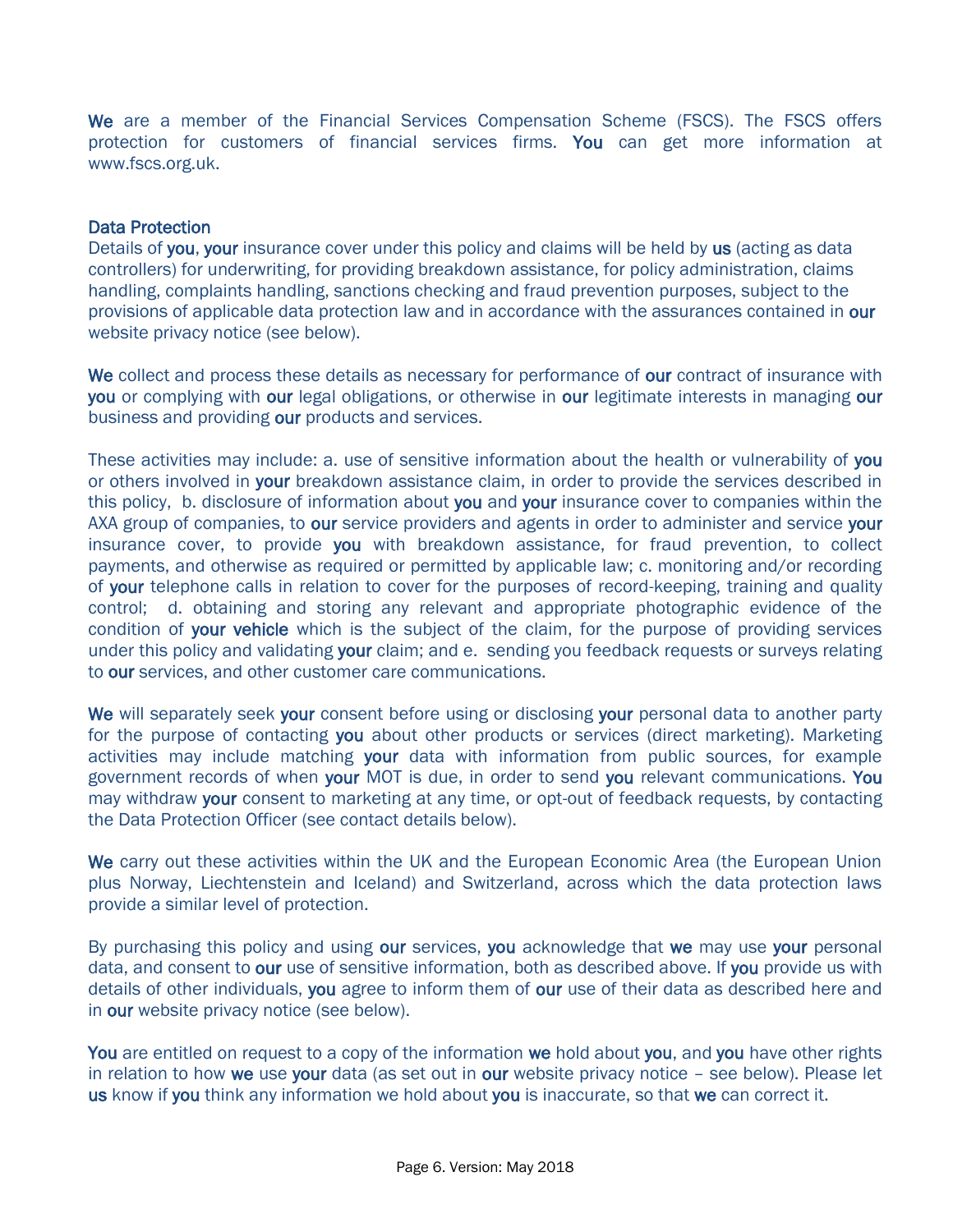We are a member of the Financial Services Compensation Scheme (FSCS). The FSCS offers protection for customers of financial services firms. You can get more information at www.fscs.org.uk.

## Data Protection

Details of you, your insurance cover under this policy and claims will be held by us (acting as data controllers) for underwriting, for providing breakdown assistance, for policy administration, claims handling, complaints handling, sanctions checking and fraud prevention purposes, subject to the provisions of applicable data protection law and in accordance with the assurances contained in our website privacy notice (see below).

We collect and process these details as necessary for performance of our contract of insurance with you or complying with our legal obligations, or otherwise in our legitimate interests in managing our business and providing our products and services.

These activities may include: a. use of sensitive information about the health or vulnerability of you or others involved in your breakdown assistance claim, in order to provide the services described in this policy, b. disclosure of information about you and your insurance cover to companies within the AXA group of companies, to our service providers and agents in order to administer and service your insurance cover, to provide you with breakdown assistance, for fraud prevention, to collect payments, and otherwise as required or permitted by applicable law; c. monitoring and/or recording of your telephone calls in relation to cover for the purposes of record-keeping, training and quality control; d. obtaining and storing any relevant and appropriate photographic evidence of the condition of your vehicle which is the subject of the claim, for the purpose of providing services under this policy and validating your claim; and e. sending you feedback requests or surveys relating to our services, and other customer care communications.

We will separately seek your consent before using or disclosing your personal data to another party for the purpose of contacting you about other products or services (direct marketing). Marketing activities may include matching your data with information from public sources, for example government records of when your MOT is due, in order to send you relevant communications. You may withdraw your consent to marketing at any time, or opt-out of feedback requests, by contacting the Data Protection Officer (see contact details below).

We carry out these activities within the UK and the European Economic Area (the European Union plus Norway, Liechtenstein and Iceland) and Switzerland, across which the data protection laws provide a similar level of protection.

By purchasing this policy and using our services, you acknowledge that we may use your personal data, and consent to our use of sensitive information, both as described above. If you provide us with details of other individuals, you agree to inform them of our use of their data as described here and in our website privacy notice (see below).

You are entitled on request to a copy of the information we hold about you, and you have other rights in relation to how we use your data (as set out in our website privacy notice – see below). Please let us know if you think any information we hold about you is inaccurate, so that we can correct it.

Page 6. Version: May 2018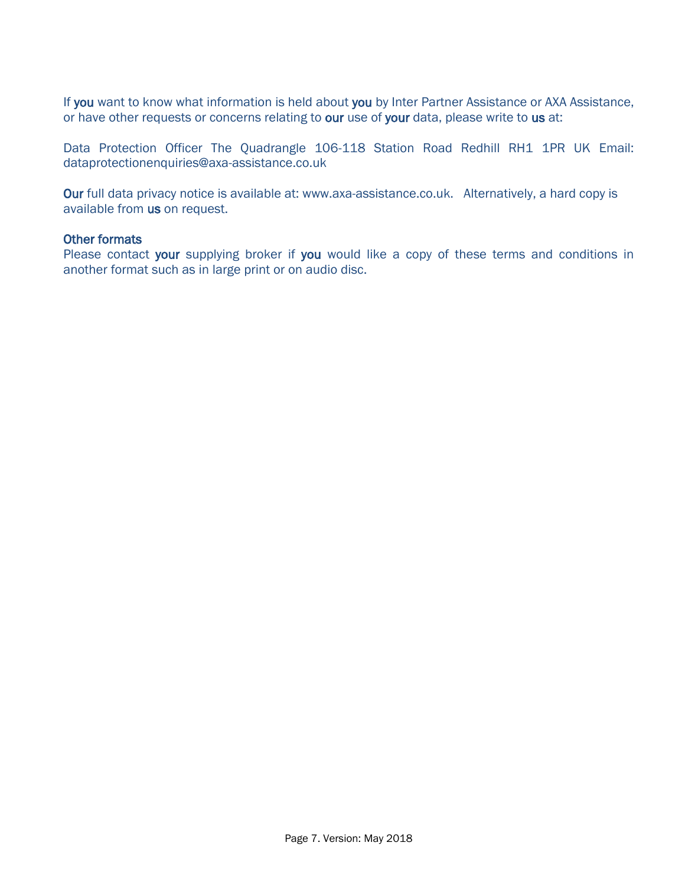If **you** want to know what information is held about **you** by Inter Partner Assistance or AXA Assistance, or have other requests or concerns relating to **our** use of **your** data, please write to **us** at:

Data Protection Officer The Quadrangle 106-118 Station Road Redhill RH1 1PR UK Email: dataprotectionenquiries@axa-assistance.co.uk

**Our** full data privacy notice is available at: www.axa-assistance.co.uk. Alternatively, a hard copy is available from **us** on request.

### Other formats

Please contact **your** supplying broker if **you** would like a copy of these terms and conditions in another format such as in large print or on audio disc.